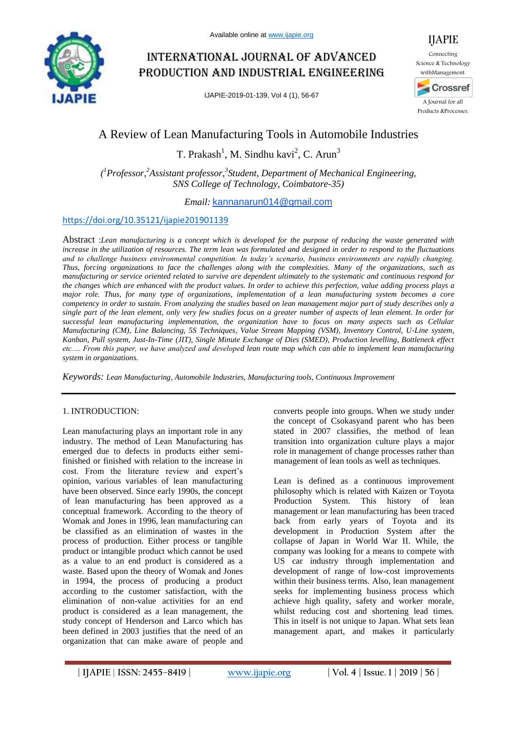# A Review of Lean Manufacturing Tools in Automobile Industries

T. Prakash[1], M. Sindhu kavi[2], C. Arun[3]

*([1]Professor,[2]Assistant professor,[3]Student, Department of Mechanical Engineering, SNS College of Technology, Coimbatore-35)*

*Email:* kannanarun014@gmail.com

https://doi.org/10.35121/ijapie201901139

Abstract :*Lean manufacturing is a concept which is developed for the purpose of reducing the waste generated with increase in the utilization of resources. The term lean was formulated and designed in order to respond to the fluctuations and to challenge business environmental competition. In today's scenario, business environments are rapidly changing. Thus, forcing organizations to face the challenges along with the complexities. Many of the organizations, such as manufacturing or service oriented related to survive are dependent ultimately to the systematic and continuous respond for the changes which are enhanced with the product values. In order to achieve this perfection, value adding process plays a major role. Thus, for many type of organizations, implementation of a lean manufacturing system becomes a core competency in order to sustain. From analyzing the studies based on lean management major part of study describes only a single part of the lean element, only very few studies focus on a greater number of aspects of lean element. In order for successful lean manufacturing implementation, the organization have to focus on many aspects such as Cellular Manufacturing (CM), Line Balancing, 5S Techniques, Value Stream Mapping (VSM), Inventory Control, U-Line system, Kanban, Pull system, Just-In-Time (JIT), Single Minute Exchange of Dies (SMED), Production levelling, Bottleneck effect etc.... From this paper, we have analyzed and developed lean route map which can able to implement lean manufacturing system in organizations.*

Keywords: *Lean Manufacturing, Automobile Industries, Manufacturing tools, Continuous Improvement*

## 1. INTRODUCTION:

Lean manufacturing plays an important role in any industry. The method of Lean Manufacturing has emerged due to defects in products either semi-finished or finished with relation to the increase in cost. From the literature review and expert's opinion, various variables of lean manufacturing have been observed. Since early 1990s, the concept of lean manufacturing has been approved as a conceptual framework. According to the theory of Womak and Jones in 1996, lean manufacturing can be classified as an elimination of wastes in the process of production. Either process or tangible product or intangible product which cannot be used as a value to an end product is considered as a waste. Based upon the theory of Womak and Jones in 1994, the process of producing a product according to the customer satisfaction, with the elimination of non-value activities for an end product is considered as a lean management, the study concept of Henderson and Larco which has been defined in 2003 justifies that the need of an organization that can make aware of people and converts people into groups. When we study under the concept of Csokasyand parent who has been stated in 2007 classifies, the method of lean transition into organization culture plays a major role in management of change processes rather than management of lean tools as well as techniques.

Lean is defined as a continuous improvement philosophy which is related with Kaizen or Toyota Production System. This history of lean management or lean manufacturing has been traced back from early years of Toyota and its development in Production System after the collapse of Japan in World War II. While, the company was looking for a means to compete with US car industry through implementation and development of range of low-cost improvements within their business terms. Also, lean management seeks for implementing business process which achieve high quality, safety and worker morale, whilst reducing cost and shortening lead times. This in itself is not unique to Japan. What sets lean management apart, and makes it particularly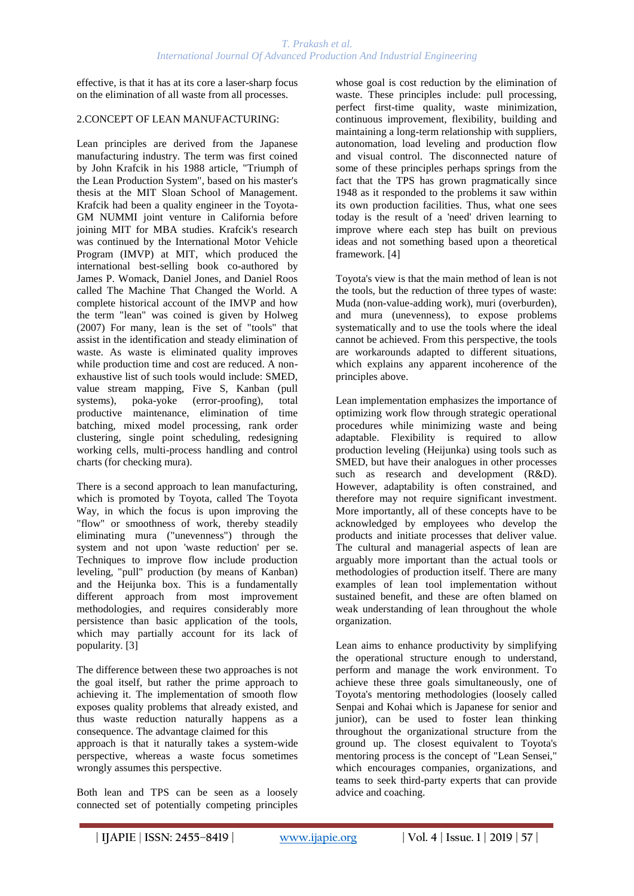effective, is that it has at its core a laser-sharp focus on the elimination of all waste from all processes.

## 2.CONCEPT OF LEAN MANUFACTURING:

Lean principles are derived from the Japanese manufacturing industry. The term was first coined by John Krafcik in his 1988 article, "Triumph of the Lean Production System", based on his master's thesis at the MIT Sloan School of Management. Krafcik had been a quality engineer in the Toyota-GM NUMMI joint venture in California before joining MIT for MBA studies. Krafcik's research was continued by the International Motor Vehicle Program (IMVP) at MIT, which produced the international best-selling book co-authored by James P. Womack, Daniel Jones, and Daniel Roos called The Machine That Changed the World. A complete historical account of the IMVP and how the term "lean" was coined is given by Holweg (2007) For many, lean is the set of "tools" that assist in the identification and steady elimination of waste. As waste is eliminated quality improves while production time and cost are reduced. A non-exhaustive list of such tools would include: SMED, value stream mapping, Five S, Kanban (pull systems), poka-yoke (error-proofing), total productive maintenance, elimination of time batching, mixed model processing, rank order clustering, single point scheduling, redesigning working cells, multi-process handling and control charts (for checking mura).

There is a second approach to lean manufacturing, which is promoted by Toyota, called The Toyota Way, in which the focus is upon improving the "flow" or smoothness of work, thereby steadily eliminating mura ("unevenness") through the system and not upon 'waste reduction' per se. Techniques to improve flow include production leveling, "pull" production (by means of Kanban) and the Heijunka box. This is a fundamentally different approach from most improvement methodologies, and requires considerably more persistence than basic application of the tools, which may partially account for its lack of popularity. [3]

The difference between these two approaches is not the goal itself, but rather the prime approach to achieving it. The implementation of smooth flow exposes quality problems that already existed, and thus waste reduction naturally happens as a consequence. The advantage claimed for this approach is that it naturally takes a system-wide perspective, whereas a waste focus sometimes wrongly assumes this perspective.

Both lean and TPS can be seen as a loosely connected set of potentially competing principles whose goal is cost reduction by the elimination of waste. These principles include: pull processing, perfect first-time quality, waste minimization, continuous improvement, flexibility, building and maintaining a long-term relationship with suppliers, autonomation, load leveling and production flow and visual control. The disconnected nature of some of these principles perhaps springs from the fact that the TPS has grown pragmatically since 1948 as it responded to the problems it saw within its own production facilities. Thus, what one sees today is the result of a 'need' driven learning to improve where each step has built on previous ideas and not something based upon a theoretical framework. [4]

Toyota's view is that the main method of lean is not the tools, but the reduction of three types of waste: Muda (non-value-adding work), muri (overburden), and mura (unevenness), to expose problems systematically and to use the tools where the ideal cannot be achieved. From this perspective, the tools are workarounds adapted to different situations, which explains any apparent incoherence of the principles above.

Lean implementation emphasizes the importance of optimizing work flow through strategic operational procedures while minimizing waste and being adaptable. Flexibility is required to allow production leveling (Heijunka) using tools such as SMED, but have their analogues in other processes such as research and development (R&D). However, adaptability is often constrained, and therefore may not require significant investment. More importantly, all of these concepts have to be acknowledged by employees who develop the products and initiate processes that deliver value. The cultural and managerial aspects of lean are arguably more important than the actual tools or methodologies of production itself. There are many examples of lean tool implementation without sustained benefit, and these are often blamed on weak understanding of lean throughout the whole organization.

Lean aims to enhance productivity by simplifying the operational structure enough to understand, perform and manage the work environment. To achieve these three goals simultaneously, one of Toyota's mentoring methodologies (loosely called Senpai and Kohai which is Japanese for senior and junior), can be used to foster lean thinking throughout the organizational structure from the ground up. The closest equivalent to Toyota's mentoring process is the concept of "Lean Sensei," which encourages companies, organizations, and teams to seek third-party experts that can provide advice and coaching.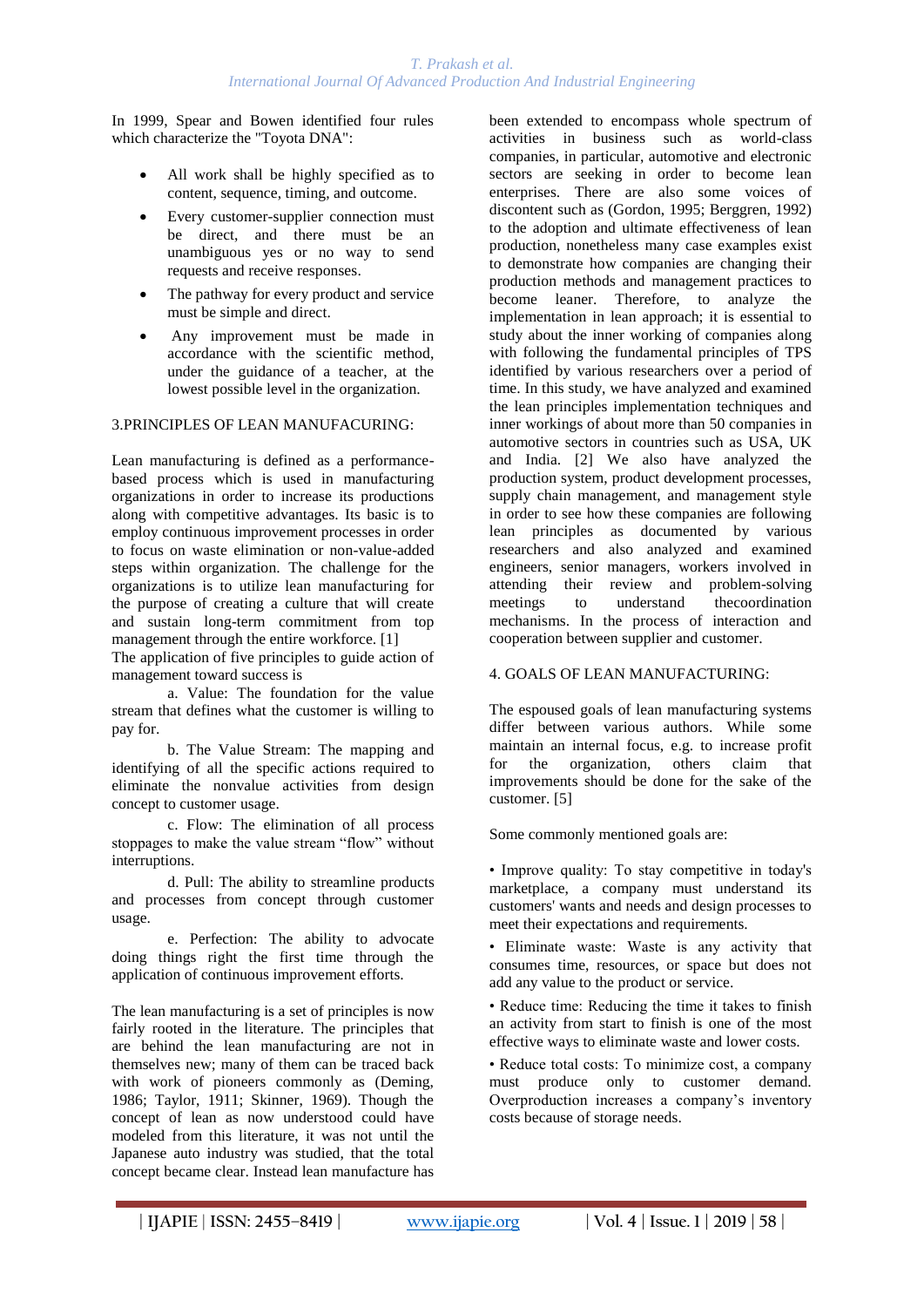In 1999, Spear and Bowen identified four rules which characterize the "Toyota DNA":

- All work shall be highly specified as to content, sequence, timing, and outcome.
- Every customer-supplier connection must be direct, and there must be an unambiguous yes or no way to send requests and receive responses.
- The pathway for every product and service must be simple and direct.
- Any improvement must be made in accordance with the scientific method, under the guidance of a teacher, at the lowest possible level in the organization.

## 3.PRINCIPLES OF LEAN MANUFACURING:

Lean manufacturing is defined as a performance-based process which is used in manufacturing organizations in order to increase its productions along with competitive advantages. Its basic is to employ continuous improvement processes in order to focus on waste elimination or non-value-added steps within organization. The challenge for the organizations is to utilize lean manufacturing for the purpose of creating a culture that will create and sustain long-term commitment from top management through the entire workforce. [1]

The application of five principles to guide action of management toward success is

a. Value: The foundation for the value stream that defines what the customer is willing to pay for.

b. The Value Stream: The mapping and identifying of all the specific actions required to eliminate the nonvalue activities from design concept to customer usage.

c. Flow: The elimination of all process stoppages to make the value stream "flow" without interruptions.

d. Pull: The ability to streamline products and processes from concept through customer usage.

e. Perfection: The ability to advocate doing things right the first time through the application of continuous improvement efforts.

The lean manufacturing is a set of principles is now fairly rooted in the literature. The principles that are behind the lean manufacturing are not in themselves new; many of them can be traced back with work of pioneers commonly as (Deming, 1986; Taylor, 1911; Skinner, 1969). Though the concept of lean as now understood could have modeled from this literature, it was not until the Japanese auto industry was studied, that the total concept became clear. Instead lean manufacture has been extended to encompass whole spectrum of activities in business such as world-class companies, in particular, automotive and electronic sectors are seeking in order to become lean enterprises. There are also some voices of discontent such as (Gordon, 1995; Berggren, 1992) to the adoption and ultimate effectiveness of lean production, nonetheless many case examples exist to demonstrate how companies are changing their production methods and management practices to become leaner. Therefore, to analyze the implementation in lean approach; it is essential to study about the inner working of companies along with following the fundamental principles of TPS identified by various researchers over a period of time. In this study, we have analyzed and examined the lean principles implementation techniques and inner workings of about more than 50 companies in automotive sectors in countries such as USA, UK and India. [2] We also have analyzed the production system, product development processes, supply chain management, and management style in order to see how these companies are following lean principles as documented by various researchers and also analyzed and examined engineers, senior managers, workers involved in attending their review and problem-solving meetings to understand thecoordination mechanisms. In the process of interaction and cooperation between supplier and customer.

## 4. GOALS OF LEAN MANUFACTURING:

The espoused goals of lean manufacturing systems differ between various authors. While some maintain an internal focus, e.g. to increase profit for the organization, others claim that improvements should be done for the sake of the customer. [5]

Some commonly mentioned goals are:

- Improve quality: To stay competitive in today's marketplace, a company must understand its customers' wants and needs and design processes to meet their expectations and requirements.
- Eliminate waste: Waste is any activity that consumes time, resources, or space but does not add any value to the product or service.
- Reduce time: Reducing the time it takes to finish an activity from start to finish is one of the most effective ways to eliminate waste and lower costs.
- Reduce total costs: To minimize cost, a company must produce only to customer demand. Overproduction increases a company's inventory costs because of storage needs.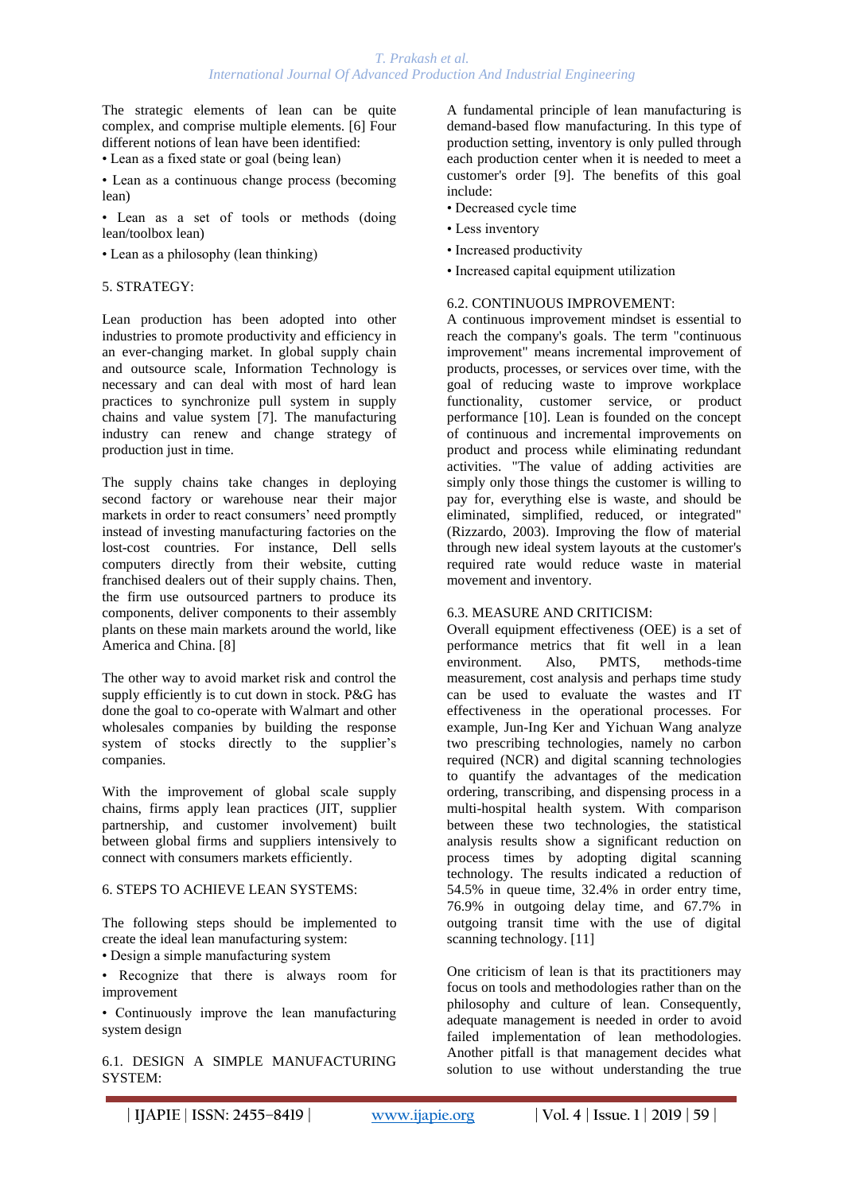The strategic elements of lean can be quite complex, and comprise multiple elements. [6] Four different notions of lean have been identified:

- Lean as a fixed state or goal (being lean)
- Lean as a continuous change process (becoming lean)
- Lean as a set of tools or methods (doing lean/toolbox lean)
- Lean as a philosophy (lean thinking)

## 5. STRATEGY:

Lean production has been adopted into other industries to promote productivity and efficiency in an ever-changing market. In global supply chain and outsource scale, Information Technology is necessary and can deal with most of hard lean practices to synchronize pull system in supply chains and value system [7]. The manufacturing industry can renew and change strategy of production just in time.

The supply chains take changes in deploying second factory or warehouse near their major markets in order to react consumers' need promptly instead of investing manufacturing factories on the lost-cost countries. For instance, Dell sells computers directly from their website, cutting franchised dealers out of their supply chains. Then, the firm use outsourced partners to produce its components, deliver components to their assembly plants on these main markets around the world, like America and China. [8]

The other way to avoid market risk and control the supply efficiently is to cut down in stock. P&G has done the goal to co-operate with Walmart and other wholesales companies by building the response system of stocks directly to the supplier's companies.

With the improvement of global scale supply chains, firms apply lean practices (JIT, supplier partnership, and customer involvement) built between global firms and suppliers intensively to connect with consumers markets efficiently.

## 6. STEPS TO ACHIEVE LEAN SYSTEMS:

The following steps should be implemented to create the ideal lean manufacturing system:

- Design a simple manufacturing system
- Recognize that there is always room for improvement
- Continuously improve the lean manufacturing system design

### 6.1. DESIGN A SIMPLE MANUFACTURING SYSTEM:

A fundamental principle of lean manufacturing is demand-based flow manufacturing. In this type of production setting, inventory is only pulled through each production center when it is needed to meet a customer's order [9]. The benefits of this goal include:

- Decreased cycle time
- Less inventory
- Increased productivity
- Increased capital equipment utilization

### 6.2. CONTINUOUS IMPROVEMENT:

A continuous improvement mindset is essential to reach the company's goals. The term "continuous improvement" means incremental improvement of products, processes, or services over time, with the goal of reducing waste to improve workplace functionality, customer service, or product performance [10]. Lean is founded on the concept of continuous and incremental improvements on product and process while eliminating redundant activities. "The value of adding activities are simply only those things the customer is willing to pay for, everything else is waste, and should be eliminated, simplified, reduced, or integrated" (Rizzardo, 2003). Improving the flow of material through new ideal system layouts at the customer's required rate would reduce waste in material movement and inventory.

### 6.3. MEASURE AND CRITICISM:

Overall equipment effectiveness (OEE) is a set of performance metrics that fit well in a lean environment. Also, PMTS, methods-time measurement, cost analysis and perhaps time study can be used to evaluate the wastes and IT effectiveness in the operational processes. For example, Jun-Ing Ker and Yichuan Wang analyze two prescribing technologies, namely no carbon required (NCR) and digital scanning technologies to quantify the advantages of the medication ordering, transcribing, and dispensing process in a multi-hospital health system. With comparison between these two technologies, the statistical analysis results show a significant reduction on process times by adopting digital scanning technology. The results indicated a reduction of 54.5% in queue time, 32.4% in order entry time, 76.9% in outgoing delay time, and 67.7% in outgoing transit time with the use of digital scanning technology. [11]

One criticism of lean is that its practitioners may focus on tools and methodologies rather than on the philosophy and culture of lean. Consequently, adequate management is needed in order to avoid failed implementation of lean methodologies. Another pitfall is that management decides what solution to use without understanding the true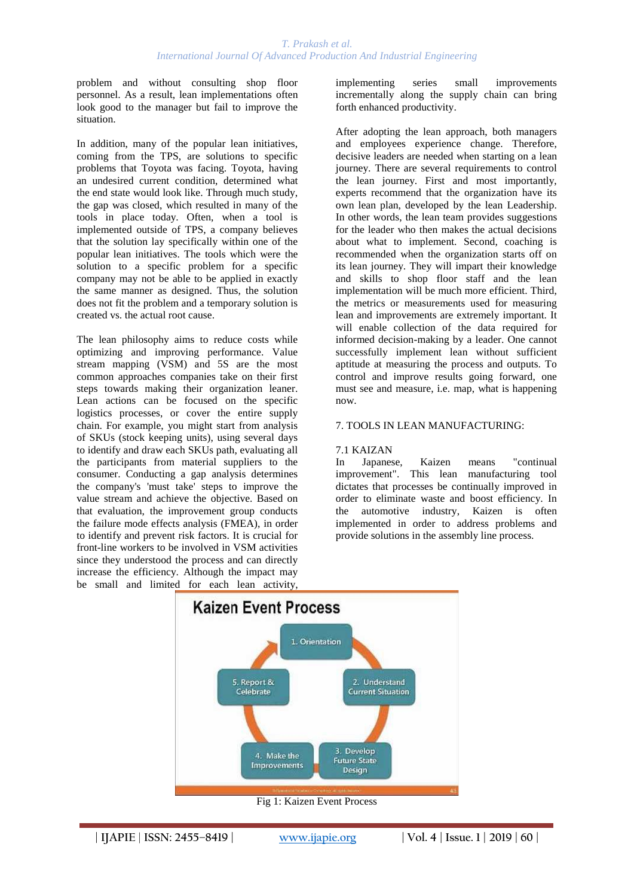problem and without consulting shop floor personnel. As a result, lean implementations often look good to the manager but fail to improve the situation.

In addition, many of the popular lean initiatives, coming from the TPS, are solutions to specific problems that Toyota was facing. Toyota, having an undesired current condition, determined what the end state would look like. Through much study, the gap was closed, which resulted in many of the tools in place today. Often, when a tool is implemented outside of TPS, a company believes that the solution lay specifically within one of the popular lean initiatives. The tools which were the solution to a specific problem for a specific company may not be able to be applied in exactly the same manner as designed. Thus, the solution does not fit the problem and a temporary solution is created vs. the actual root cause.

The lean philosophy aims to reduce costs while optimizing and improving performance. Value stream mapping (VSM) and 5S are the most common approaches companies take on their first steps towards making their organization leaner. Lean actions can be focused on the specific logistics processes, or cover the entire supply chain. For example, you might start from analysis of SKUs (stock keeping units), using several days to identify and draw each SKUs path, evaluating all the participants from material suppliers to the consumer. Conducting a gap analysis determines the company's 'must take' steps to improve the value stream and achieve the objective. Based on that evaluation, the improvement group conducts the failure mode effects analysis (FMEA), in order to identify and prevent risk factors. It is crucial for front-line workers to be involved in VSM activities since they understood the process and can directly increase the efficiency. Although the impact may be small and limited for each lean activity, implementing series small improvements incrementally along the supply chain can bring forth enhanced productivity.

After adopting the lean approach, both managers and employees experience change. Therefore, decisive leaders are needed when starting on a lean journey. There are several requirements to control the lean journey. First and most importantly, experts recommend that the organization have its own lean plan, developed by the lean Leadership. In other words, the lean team provides suggestions for the leader who then makes the actual decisions about what to implement. Second, coaching is recommended when the organization starts off on its lean journey. They will impart their knowledge and skills to shop floor staff and the lean implementation will be much more efficient. Third, the metrics or measurements used for measuring lean and improvements are extremely important. It will enable collection of the data required for informed decision-making by a leader. One cannot successfully implement lean without sufficient aptitude at measuring the process and outputs. To control and improve results going forward, one must see and measure, i.e. map, what is happening now.

## 7. TOOLS IN LEAN MANUFACTURING:

### 7.1 KAIZEN

In Japanese, Kaizen means "continual improvement". This lean manufacturing tool dictates that processes be continually improved in order to eliminate waste and boost efficiency. In the automotive industry, Kaizen is often implemented in order to address problems and provide solutions in the assembly line process.

Fig 1: Kaizen Event Process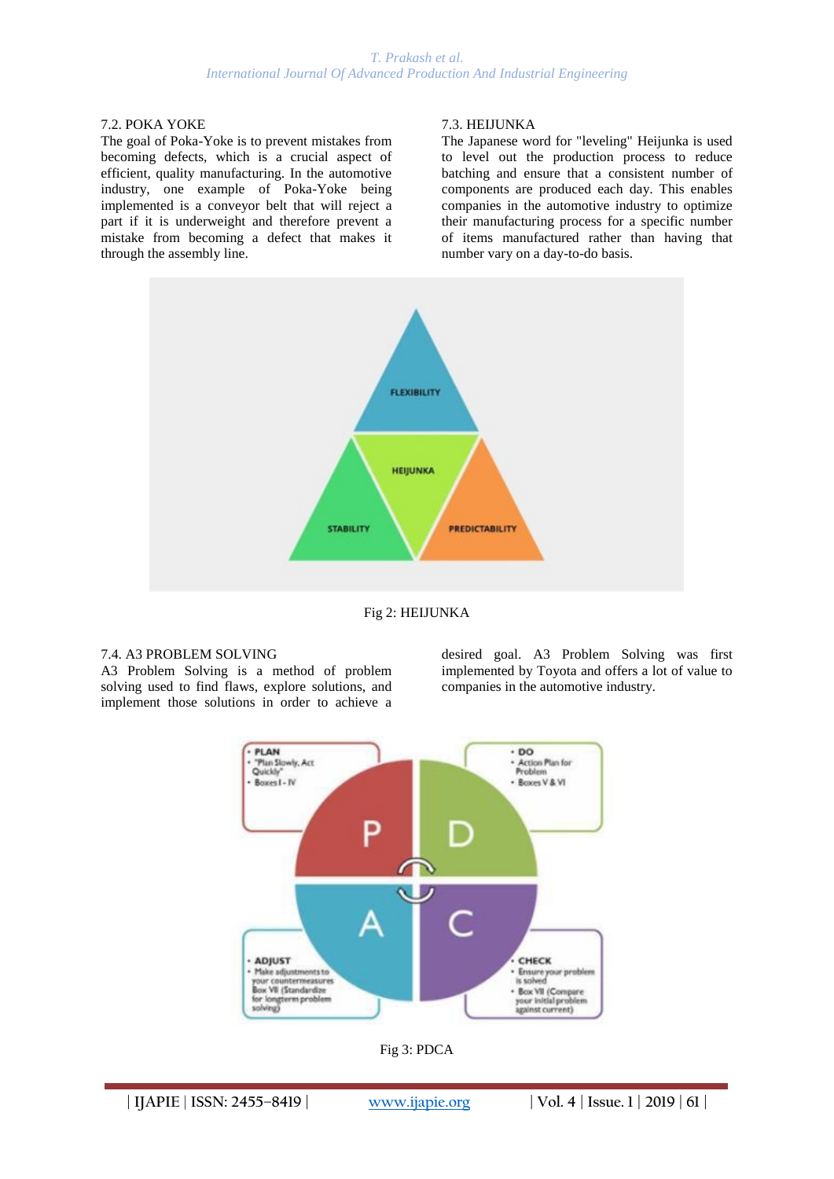### 7.2. POKA YOKE

The goal of Poka-Yoke is to prevent mistakes from becoming defects, which is a crucial aspect of efficient, quality manufacturing. In the automotive industry, one example of Poka-Yoke being implemented is a conveyor belt that will reject a part if it is underweight and therefore prevent a mistake from becoming a defect that makes it through the assembly line.

### 7.3. HEIJUNKA

The Japanese word for "leveling" Heijunka is used to level out the production process to reduce batching and ensure that a consistent number of components are produced each day. This enables companies in the automotive industry to optimize their manufacturing process for a specific number of items manufactured rather than having that number vary on a day-to-do basis.

Fig 2: HEIJUNKA

### 7.4. A3 PROBLEM SOLVING

A3 Problem Solving is a method of problem solving used to find flaws, explore solutions, and implement those solutions in order to achieve a desired goal. A3 Problem Solving was first implemented by Toyota and offers a lot of value to companies in the automotive industry.

Fig 3: PDCA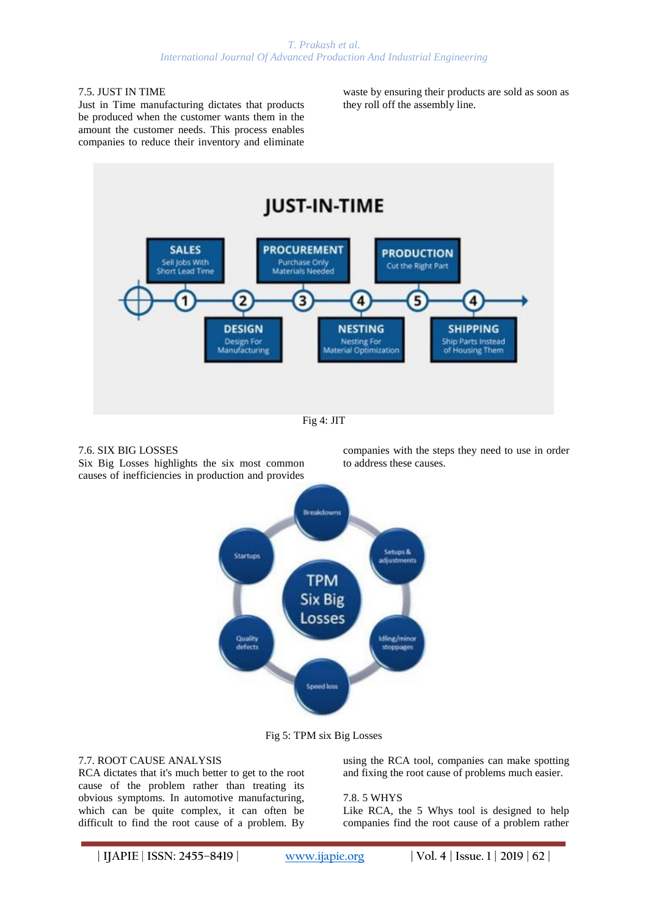### 7.5. JUST IN TIME

Just in Time manufacturing dictates that products be produced when the customer wants them in the amount the customer needs. This process enables companies to reduce their inventory and eliminate waste by ensuring their products are sold as soon as they roll off the assembly line.

Fig 4: JIT

### 7.6. SIX BIG LOSSES

Six Big Losses highlights the six most common causes of inefficiencies in production and provides companies with the steps they need to use in order to address these causes.

Fig 5: TPM six Big Losses

### 7.7. ROOT CAUSE ANALYSIS

RCA dictates that it's much better to get to the root cause of the problem rather than treating its obvious symptoms. In automotive manufacturing, which can be quite complex, it can often be difficult to find the root cause of a problem. By using the RCA tool, companies can make spotting and fixing the root cause of problems much easier.

### 7.8. 5 WHYS

Like RCA, the 5 Whys tool is designed to help companies find the root cause of a problem rather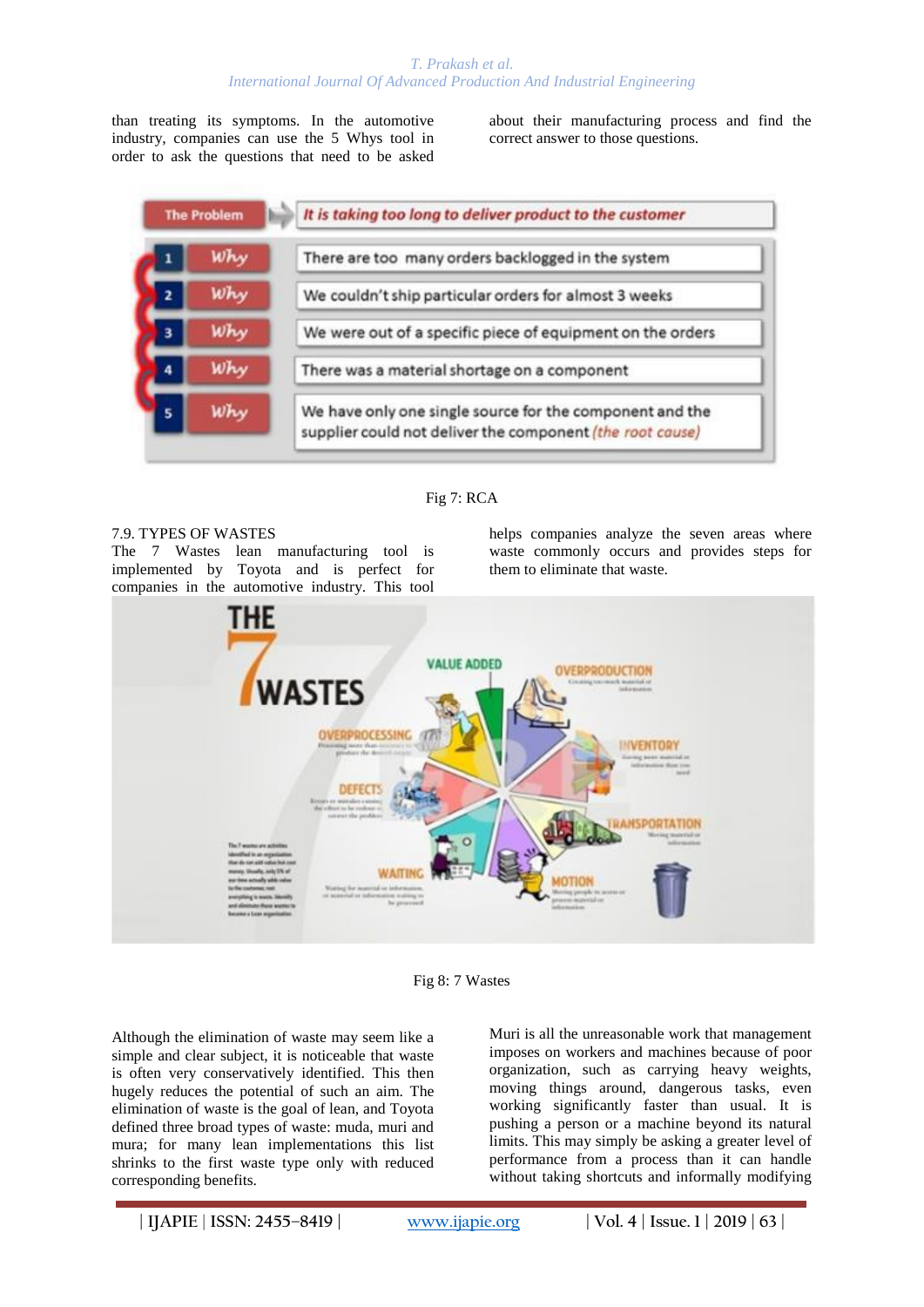than treating its symptoms. In the automotive industry, companies can use the 5 Whys tool in order to ask the questions that need to be asked about their manufacturing process and find the correct answer to those questions.

| The Problem | It is taking too long to deliver product to the customer |
|---|---|
| 1 Why | There are too many orders backlogged in the system |
| 2 Why | We couldn't ship particular orders for almost 3 weeks |
| 3 Why | We were out of a specific piece of equipment on the orders |
| 4 Why | There was a material shortage on a component |
| 5 Why | We have only one single source for the component and the supplier could not deliver the component *(the root cause)* |

Fig 7: RCA

### 7.9. TYPES OF WASTES

The 7 Wastes lean manufacturing tool is implemented by Toyota and is perfect for companies in the automotive industry. This tool helps companies analyze the seven areas where waste commonly occurs and provides steps for them to eliminate that waste.

Fig 8: 7 Wastes

Although the elimination of waste may seem like a simple and clear subject, it is noticeable that waste is often very conservatively identified. This then hugely reduces the potential of such an aim. The elimination of waste is the goal of lean, and Toyota defined three broad types of waste: muda, muri and mura; for many lean implementations this list shrinks to the first waste type only with reduced corresponding benefits.

Muri is all the unreasonable work that management imposes on workers and machines because of poor organization, such as carrying heavy weights, moving things around, dangerous tasks, even working significantly faster than usual. It is pushing a person or a machine beyond its natural limits. This may simply be asking a greater level of performance from a process than it can handle without taking shortcuts and informally modifying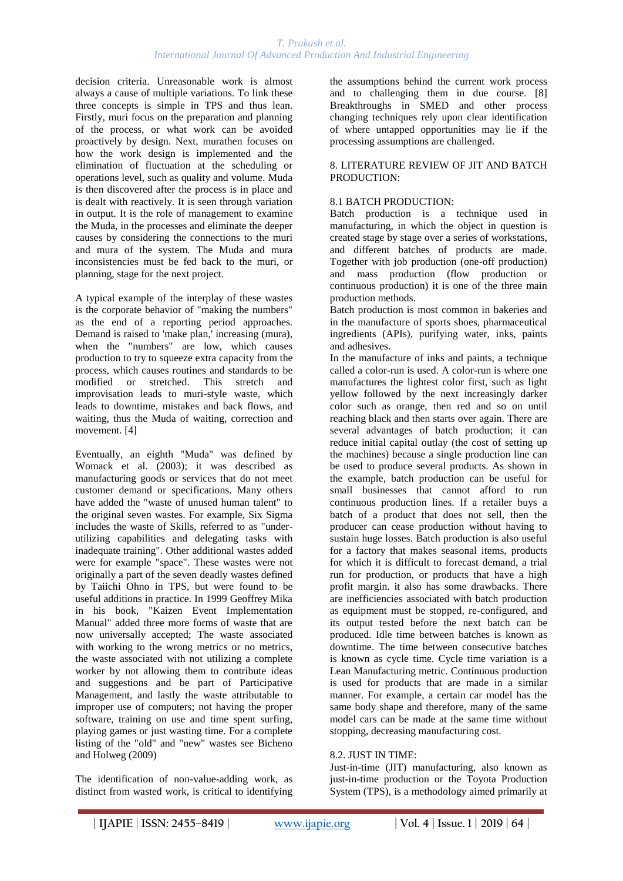decision criteria. Unreasonable work is almost always a cause of multiple variations. To link these three concepts is simple in TPS and thus lean. Firstly, muri focus on the preparation and planning of the process, or what work can be avoided proactively by design. Next, murathen focuses on how the work design is implemented and the elimination of fluctuation at the scheduling or operations level, such as quality and volume. Muda is then discovered after the process is in place and is dealt with reactively. It is seen through variation in output. It is the role of management to examine the Muda, in the processes and eliminate the deeper causes by considering the connections to the muri and mura of the system. The Muda and mura inconsistencies must be fed back to the muri, or planning, stage for the next project.

A typical example of the interplay of these wastes is the corporate behavior of "making the numbers" as the end of a reporting period approaches. Demand is raised to 'make plan,' increasing (mura), when the "numbers" are low, which causes production to try to squeeze extra capacity from the process, which causes routines and standards to be modified or stretched. This stretch and improvisation leads to muri-style waste, which leads to downtime, mistakes and back flows, and waiting, thus the Muda of waiting, correction and movement. [4]

Eventually, an eighth "Muda" was defined by Womack et al. (2003); it was described as manufacturing goods or services that do not meet customer demand or specifications. Many others have added the "waste of unused human talent" to the original seven wastes. For example, Six Sigma includes the waste of Skills, referred to as "under-utilizing capabilities and delegating tasks with inadequate training". Other additional wastes added were for example "space". These wastes were not originally a part of the seven deadly wastes defined by Taiichi Ohno in TPS, but were found to be useful additions in practice. In 1999 Geoffrey Mika in his book, "Kaizen Event Implementation Manual" added three more forms of waste that are now universally accepted; The waste associated with working to the wrong metrics or no metrics, the waste associated with not utilizing a complete worker by not allowing them to contribute ideas and suggestions and be part of Participative Management, and lastly the waste attributable to improper use of computers; not having the proper software, training on use and time spent surfing, playing games or just wasting time. For a complete listing of the "old" and "new" wastes see Bicheno and Holweg (2009)

The identification of non-value-adding work, as distinct from wasted work, is critical to identifying the assumptions behind the current work process and to challenging them in due course. [8] Breakthroughs in SMED and other process changing techniques rely upon clear identification of where untapped opportunities may lie if the processing assumptions are challenged.

## 8. LITERATURE REVIEW OF JIT AND BATCH PRODUCTION:

### 8.1 BATCH PRODUCTION:

Batch production is a technique used in manufacturing, in which the object in question is created stage by stage over a series of workstations, and different batches of products are made. Together with job production (one-off production) and mass production (flow production or continuous production) it is one of the three main production methods.

Batch production is most common in bakeries and in the manufacture of sports shoes, pharmaceutical ingredients (APIs), purifying water, inks, paints and adhesives.

In the manufacture of inks and paints, a technique called a color-run is used. A color-run is where one manufactures the lightest color first, such as light yellow followed by the next increasingly darker color such as orange, then red and so on until reaching black and then starts over again. There are several advantages of batch production; it can reduce initial capital outlay (the cost of setting up the machines) because a single production line can be used to produce several products. As shown in the example, batch production can be useful for small businesses that cannot afford to run continuous production lines. If a retailer buys a batch of a product that does not sell, then the producer can cease production without having to sustain huge losses. Batch production is also useful for a factory that makes seasonal items, products for which it is difficult to forecast demand, a trial run for production, or products that have a high profit margin. it also has some drawbacks. There are inefficiencies associated with batch production as equipment must be stopped, re-configured, and its output tested before the next batch can be produced. Idle time between batches is known as downtime. The time between consecutive batches is known as cycle time. Cycle time variation is a Lean Manufacturing metric. Continuous production is used for products that are made in a similar manner. For example, a certain car model has the same body shape and therefore, many of the same model cars can be made at the same time without stopping, decreasing manufacturing cost.

### 8.2. JUST IN TIME:

Just-in-time (JIT) manufacturing, also known as just-in-time production or the Toyota Production System (TPS), is a methodology aimed primarily at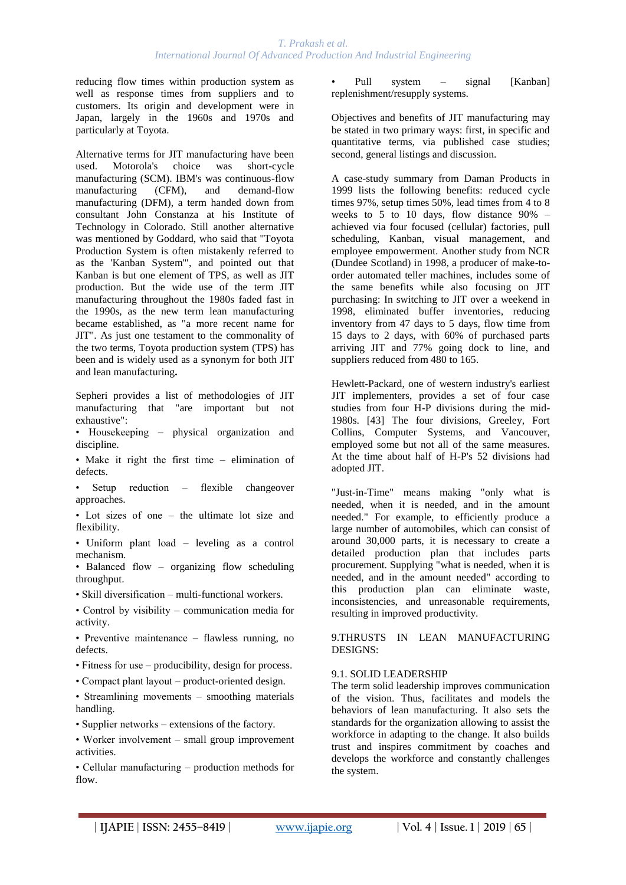reducing flow times within production system as well as response times from suppliers and to customers. Its origin and development were in Japan, largely in the 1960s and 1970s and particularly at Toyota.

Alternative terms for JIT manufacturing have been used. Motorola's choice was short-cycle manufacturing (SCM). IBM's was continuous-flow manufacturing (CFM), and demand-flow manufacturing (DFM), a term handed down from consultant John Constanza at his Institute of Technology in Colorado. Still another alternative was mentioned by Goddard, who said that "Toyota Production System is often mistakenly referred to as the 'Kanban System'", and pointed out that Kanban is but one element of TPS, as well as JIT production. But the wide use of the term JIT manufacturing throughout the 1980s faded fast in the 1990s, as the new term lean manufacturing became established, as "a more recent name for JIT". As just one testament to the commonality of the two terms, Toyota production system (TPS) has been and is widely used as a synonym for both JIT and lean manufacturing**.**

Sepheri provides a list of methodologies of JIT manufacturing that "are important but not exhaustive":

- Housekeeping – physical organization and discipline.
- Make it right the first time – elimination of defects.
- Setup reduction – flexible changeover approaches.
- Lot sizes of one – the ultimate lot size and flexibility.
- Uniform plant load – leveling as a control mechanism.
- Balanced flow – organizing flow scheduling throughput.
- Skill diversification – multi-functional workers.
- Control by visibility – communication media for activity.
- Preventive maintenance – flawless running, no defects.
- Fitness for use – producibility, design for process.
- Compact plant layout – product-oriented design.
- Streamlining movements – smoothing materials handling.
- Supplier networks – extensions of the factory.
- Worker involvement – small group improvement activities.
- Cellular manufacturing – production methods for flow.
- Pull system – signal [Kanban] replenishment/resupply systems.

Objectives and benefits of JIT manufacturing may be stated in two primary ways: first, in specific and quantitative terms, via published case studies; second, general listings and discussion.

A case-study summary from Daman Products in 1999 lists the following benefits: reduced cycle times 97%, setup times 50%, lead times from 4 to 8 weeks to 5 to 10 days, flow distance 90% – achieved via four focused (cellular) factories, pull scheduling, Kanban, visual management, and employee empowerment. Another study from NCR (Dundee Scotland) in 1998, a producer of make-to-order automated teller machines, includes some of the same benefits while also focusing on JIT purchasing: In switching to JIT over a weekend in 1998, eliminated buffer inventories, reducing inventory from 47 days to 5 days, flow time from 15 days to 2 days, with 60% of purchased parts arriving JIT and 77% going dock to line, and suppliers reduced from 480 to 165.

Hewlett-Packard, one of western industry's earliest JIT implementers, provides a set of four case studies from four H-P divisions during the mid-1980s. [43] The four divisions, Greeley, Fort Collins, Computer Systems, and Vancouver, employed some but not all of the same measures. At the time about half of H-P's 52 divisions had adopted JIT.

"Just-in-Time" means making "only what is needed, when it is needed, and in the amount needed." For example, to efficiently produce a large number of automobiles, which can consist of around 30,000 parts, it is necessary to create a detailed production plan that includes parts procurement. Supplying "what is needed, when it is needed, and in the amount needed" according to this production plan can eliminate waste, inconsistencies, and unreasonable requirements, resulting in improved productivity.

## 9.THRUSTS IN LEAN MANUFACTURING DESIGNS:

### 9.1. SOLID LEADERSHIP

The term solid leadership improves communication of the vision. Thus, facilitates and models the behaviors of lean manufacturing. It also sets the standards for the organization allowing to assist the workforce in adapting to the change. It also builds trust and inspires commitment by coaches and develops the workforce and constantly challenges the system.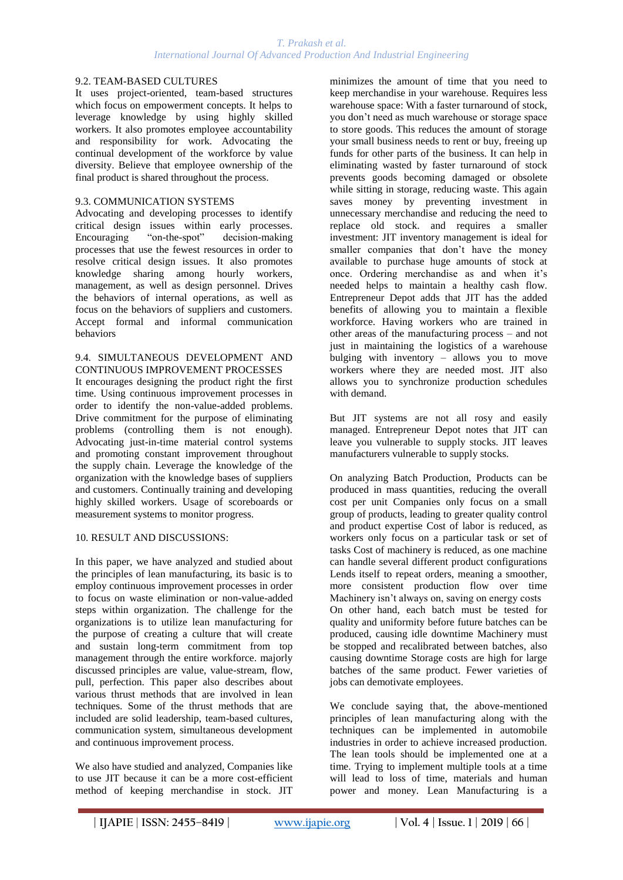### 9.2. TEAM-BASED CULTURES

It uses project-oriented, team-based structures which focus on empowerment concepts. It helps to leverage knowledge by using highly skilled workers. It also promotes employee accountability and responsibility for work. Advocating the continual development of the workforce by value diversity. Believe that employee ownership of the final product is shared throughout the process.

### 9.3. COMMUNICATION SYSTEMS

Advocating and developing processes to identify critical design issues within early processes. Encouraging "on-the-spot" decision-making processes that use the fewest resources in order to resolve critical design issues. It also promotes knowledge sharing among hourly workers, management, as well as design personnel. Drives the behaviors of internal operations, as well as focus on the behaviors of suppliers and customers. Accept formal and informal communication behaviors

### 9.4. SIMULTANEOUS DEVELOPMENT AND CONTINUOUS IMPROVEMENT PROCESSES

It encourages designing the product right the first time. Using continuous improvement processes in order to identify the non-value-added problems. Drive commitment for the purpose of eliminating problems (controlling them is not enough). Advocating just-in-time material control systems and promoting constant improvement throughout the supply chain. Leverage the knowledge of the organization with the knowledge bases of suppliers and customers. Continually training and developing highly skilled workers. Usage of scoreboards or measurement systems to monitor progress.

## 10. RESULT AND DISCUSSIONS:

In this paper, we have analyzed and studied about the principles of lean manufacturing, its basic is to employ continuous improvement processes in order to focus on waste elimination or non-value-added steps within organization. The challenge for the organizations is to utilize lean manufacturing for the purpose of creating a culture that will create and sustain long-term commitment from top management through the entire workforce. majorly discussed principles are value, value-stream, flow, pull, perfection. This paper also describes about various thrust methods that are involved in lean techniques. Some of the thrust methods that are included are solid leadership, team-based cultures, communication system, simultaneous development and continuous improvement process.

We also have studied and analyzed, Companies like to use JIT because it can be a more cost-efficient method of keeping merchandise in stock. JIT minimizes the amount of time that you need to keep merchandise in your warehouse. Requires less warehouse space: With a faster turnaround of stock, you don't need as much warehouse or storage space to store goods. This reduces the amount of storage your small business needs to rent or buy, freeing up funds for other parts of the business. It can help in eliminating wasted by faster turnaround of stock prevents goods becoming damaged or obsolete while sitting in storage, reducing waste. This again saves money by preventing investment in unnecessary merchandise and reducing the need to replace old stock. and requires a smaller investment: JIT inventory management is ideal for smaller companies that don't have the money available to purchase huge amounts of stock at once. Ordering merchandise as and when it's needed helps to maintain a healthy cash flow. Entrepreneur Depot adds that JIT has the added benefits of allowing you to maintain a flexible workforce. Having workers who are trained in other areas of the manufacturing process – and not just in maintaining the logistics of a warehouse bulging with inventory – allows you to move workers where they are needed most. JIT also allows you to synchronize production schedules with demand.

But JIT systems are not all rosy and easily managed. Entrepreneur Depot notes that JIT can leave you vulnerable to supply stocks. JIT leaves manufacturers vulnerable to supply stocks.

On analyzing Batch Production, Products can be produced in mass quantities, reducing the overall cost per unit Companies only focus on a small group of products, leading to greater quality control and product expertise Cost of labor is reduced, as workers only focus on a particular task or set of tasks Cost of machinery is reduced, as one machine can handle several different product configurations Lends itself to repeat orders, meaning a smoother, more consistent production flow over time Machinery isn't always on, saving on energy costs On other hand, each batch must be tested for quality and uniformity before future batches can be produced, causing idle downtime Machinery must be stopped and recalibrated between batches, also causing downtime Storage costs are high for large batches of the same product. Fewer varieties of jobs can demotivate employees.

We conclude saying that, the above-mentioned principles of lean manufacturing along with the techniques can be implemented in automobile industries in order to achieve increased production. The lean tools should be implemented one at a time. Trying to implement multiple tools at a time will lead to loss of time, materials and human power and money. Lean Manufacturing is a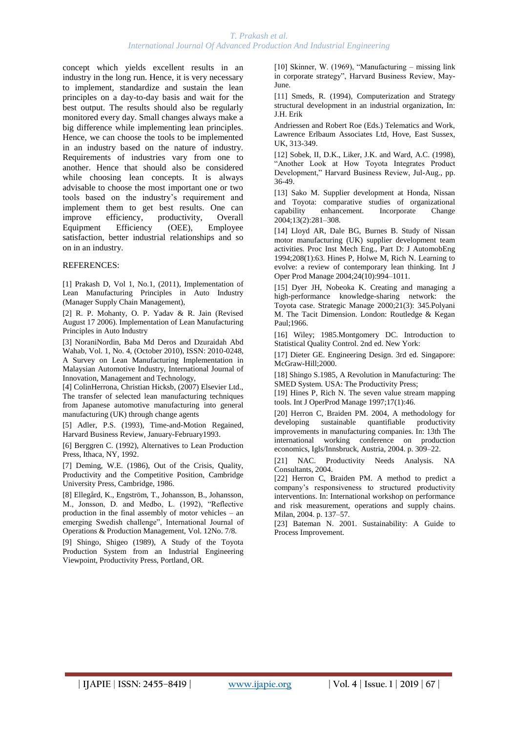concept which yields excellent results in an industry in the long run. Hence, it is very necessary to implement, standardize and sustain the lean principles on a day-to-day basis and wait for the best output. The results should also be regularly monitored every day. Small changes always make a big difference while implementing lean principles. Hence, we can choose the tools to be implemented in an industry based on the nature of industry. Requirements of industries vary from one to another. Hence that should also be considered while choosing lean concepts. It is always advisable to choose the most important one or two tools based on the industry's requirement and implement them to get best results. One can improve efficiency, productivity, Overall Equipment Efficiency (OEE), Employee satisfaction, better industrial relationships and so on in an industry.

## REFERENCES:

[1] Prakash D, Vol 1, No.1, (2011), Implementation of Lean Manufacturing Principles in Auto Industry (Manager Supply Chain Management),

[2] R. P. Mohanty, O. P. Yadav & R. Jain (Revised August 17 2006). Implementation of Lean Manufacturing Principles in Auto Industry

[3] NoraniNordin, Baba Md Deros and Dzuraidah Abd Wahab, Vol. 1, No. 4, (October 2010), ISSN: 2010-0248, A Survey on Lean Manufacturing Implementation in Malaysian Automotive Industry, International Journal of Innovation, Management and Technology,

[4] ColinHerrona, Christian Hicksb, (2007) Elsevier Ltd., The transfer of selected lean manufacturing techniques from Japanese automotive manufacturing into general manufacturing (UK) through change agents

[5] Adler, P.S. (1993), Time-and-Motion Regained, Harvard Business Review, January-February1993.

[6] Berggren C. (1992), Alternatives to Lean Production Press, Ithaca, NY, 1992.

[7] Deming, W.E. (1986), Out of the Crisis, Quality, Productivity and the Competitive Position, Cambridge University Press, Cambridge, 1986.

[8] Ellegård, K., Engström, T., Johansson, B., Johansson, M., Jonsson, D. and Medbo, L. (1992), "Reflective production in the final assembly of motor vehicles – an emerging Swedish challenge", International Journal of Operations & Production Management, Vol. 12No. 7/8.

[9] Shingo, Shigeo (1989), A Study of the Toyota Production System from an Industrial Engineering Viewpoint, Productivity Press, Portland, OR.

[10] Skinner, W. (1969), "Manufacturing – missing link in corporate strategy", Harvard Business Review, May-June.

[11] Smeds, R. (1994), Computerization and Strategy structural development in an industrial organization, In: J.H. Erik

Andriessen and Robert Roe (Eds.) Telematics and Work, Lawrence Erlbaum Associates Ltd, Hove, East Sussex, UK, 313-349.

[12] Sobek, II, D.K., Liker, J.K. and Ward, A.C. (1998), "Another Look at How Toyota Integrates Product Development," Harvard Business Review, Jul-Aug., pp. 36-49.

[13] Sako M. Supplier development at Honda, Nissan and Toyota: comparative studies of organizational capability enhancement. Incorporate Change 2004;13(2):281–308.

[14] Lloyd AR, Dale BG, Burnes B. Study of Nissan motor manufacturing (UK) supplier development team activities. Proc Inst Mech Eng., Part D: J AutomobEng 1994;208(1):63. Hines P, Holwe M, Rich N. Learning to evolve: a review of contemporary lean thinking. Int J Oper Prod Manage 2004;24(10):994–1011.

[15] Dyer JH, Nobeoka K. Creating and managing a high-performance knowledge-sharing network: the Toyota case. Strategic Manage 2000;21(3): 345.Polyani M. The Tacit Dimension. London: Routledge & Kegan Paul;1966.

[16] Wiley; 1985.Montgomery DC. Introduction to Statistical Quality Control. 2nd ed. New York:

[17] Dieter GE. Engineering Design. 3rd ed. Singapore: McGraw-Hill;2000.

[18] Shingo S.1985, A Revolution in Manufacturing: The SMED System. USA: The Productivity Press;

[19] Hines P, Rich N. The seven value stream mapping tools. Int J OperProd Manage 1997;17(1):46.

[20] Herron C, Braiden PM. 2004, A methodology for developing sustainable quantifiable productivity improvements in manufacturing companies. In: 13th The international working conference on production economics, Igls/Innsbruck, Austria, 2004. p. 309–22.

[21] NAC. Productivity Needs Analysis. NA Consultants, 2004.

[22] Herron C, Braiden PM. A method to predict a company's responsiveness to structured productivity interventions. In: International workshop on performance and risk measurement, operations and supply chains. Milan, 2004. p. 137–57.

[23] Bateman N. 2001. Sustainability: A Guide to Process Improvement.